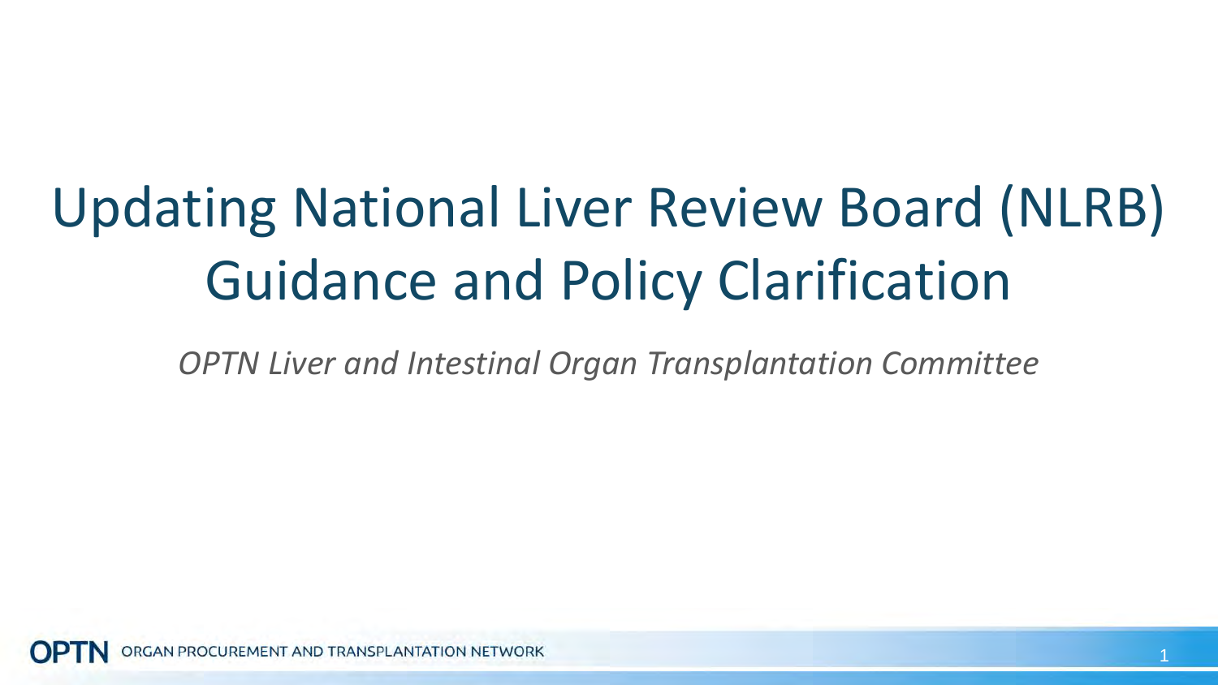# Updating National Liver Review Board (NLRB) Guidance and Policy Clarification

*OPTN Liver and Intestinal Organ Transplantation Committee*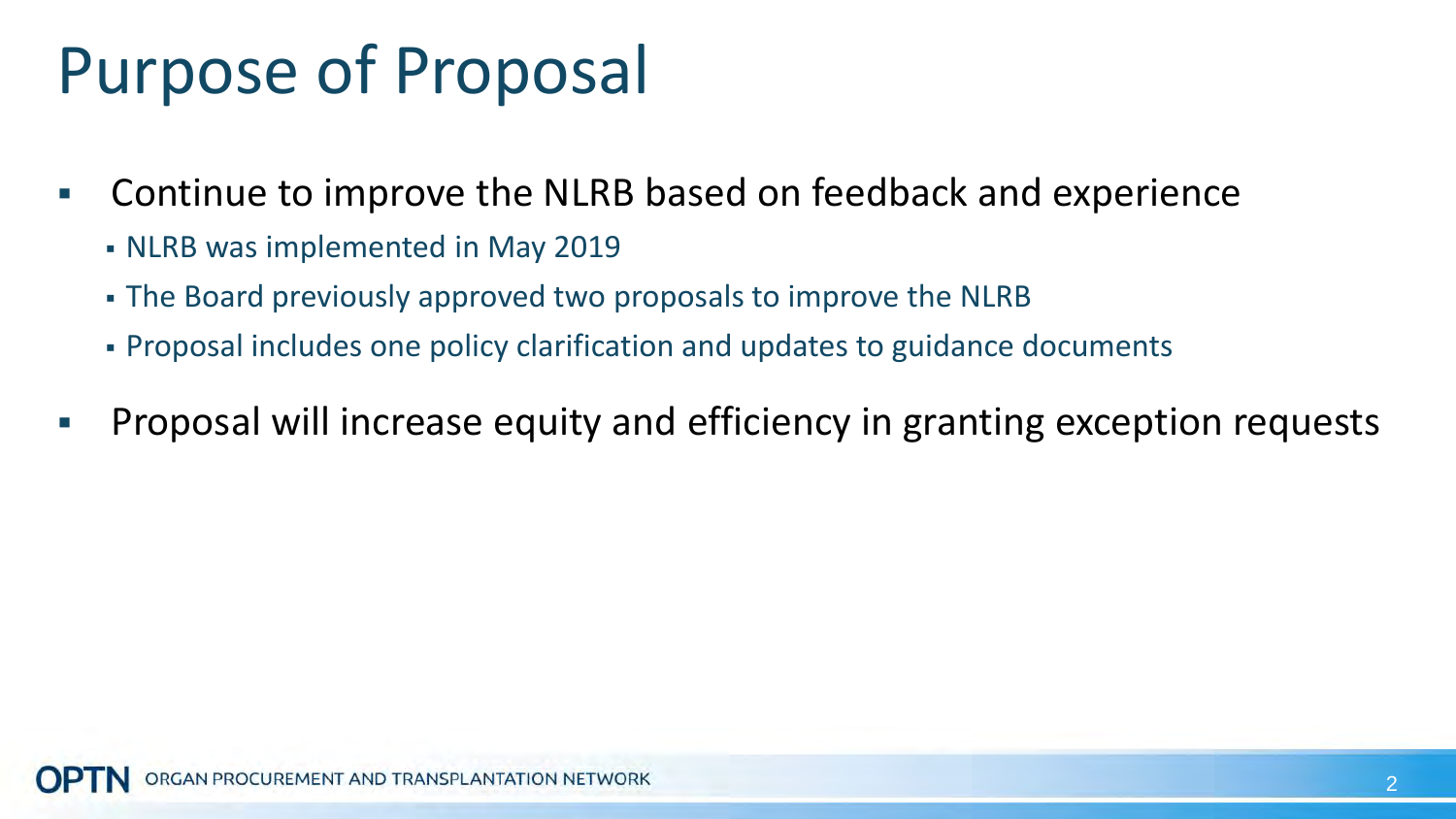# Purpose of Proposal

- Continue to improve the NLRB based on feedback and experience
  - NLRB was implemented in May 2019
  - The Board previously approved two proposals to improve the NLRB
  - Proposal includes one policy clarification and updates to guidance documents
- Proposal will increase equity and efficiency in granting exception requests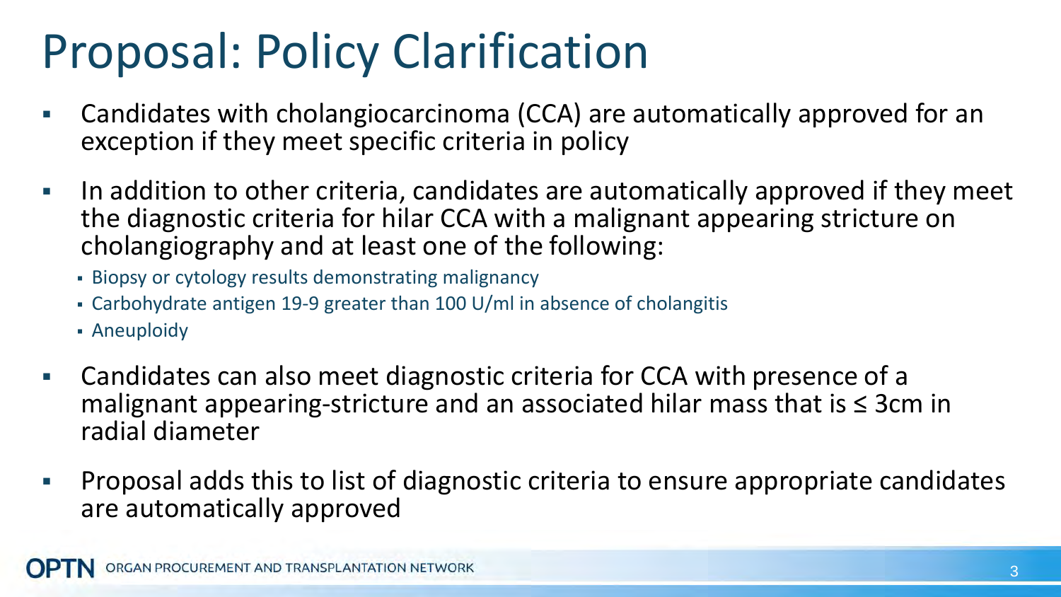# Proposal: Policy Clarification

- Candidates with cholangiocarcinoma (CCA) are automatically approved for an exception if they meet specific criteria in policy
- In addition to other criteria, candidates are automatically approved if they meet the diagnostic criteria for hilar CCA with a malignant appearing stricture on cholangiography and at least one of the following:
  - Biopsy or cytology results demonstrating malignancy
  - Carbohydrate antigen 19-9 greater than 100 U/ml in absence of cholangitis
  - Aneuploidy
- Candidates can also meet diagnostic criteria for CCA with presence of a malignant appearing-stricture and an associated hilar mass that is ≤ 3cm in radial diameter
- Proposal adds this to list of diagnostic criteria to ensure appropriate candidates are automatically approved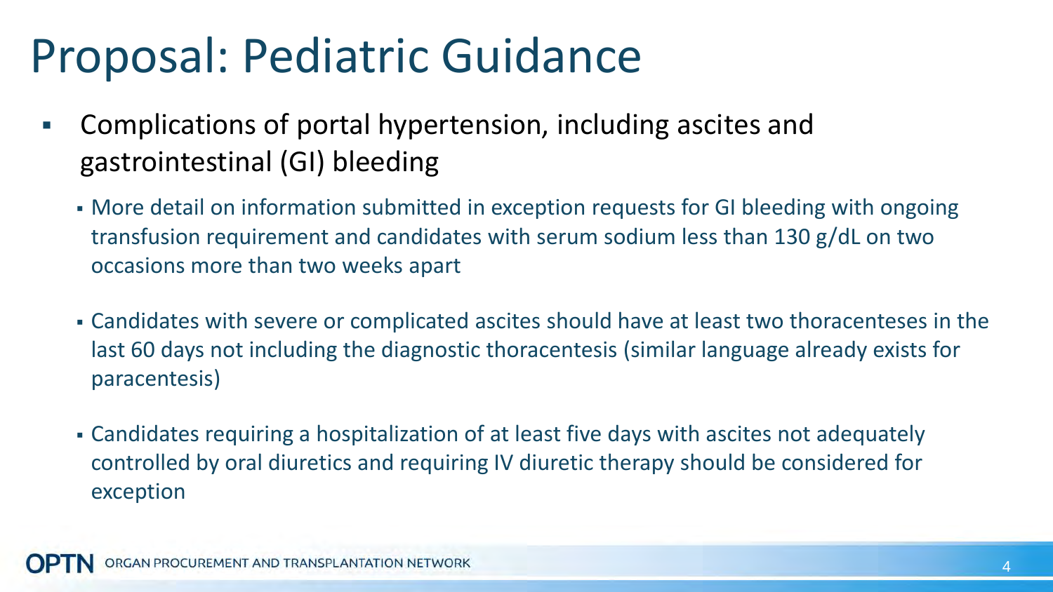# Proposal: Pediatric Guidance

- Complications of portal hypertension, including ascites and gastrointestinal (GI) bleeding
  - More detail on information submitted in exception requests for GI bleeding with ongoing transfusion requirement and candidates with serum sodium less than 130 g/dL on two occasions more than two weeks apart
  - Candidates with severe or complicated ascites should have at least two thoracenteses in the last 60 days not including the diagnostic thoracentesis (similar language already exists for paracentesis)
  - Candidates requiring a hospitalization of at least five days with ascites not adequately controlled by oral diuretics and requiring IV diuretic therapy should be considered for exception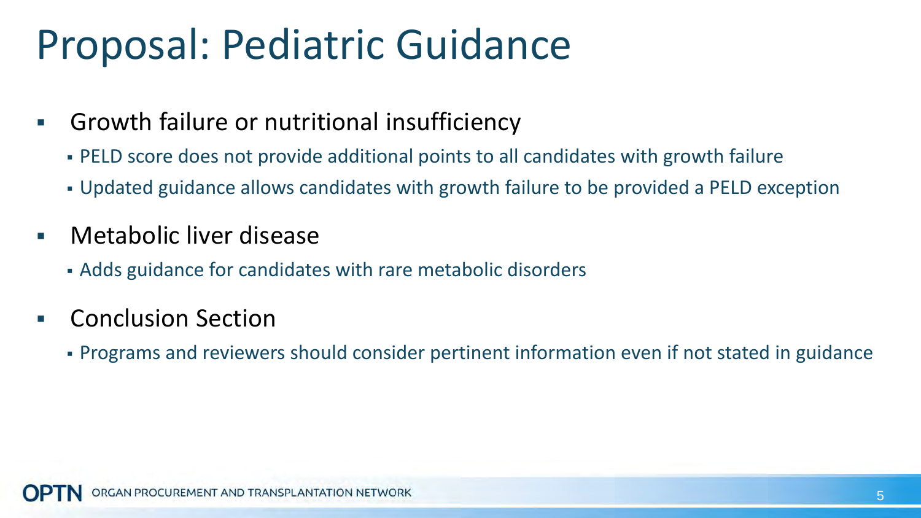# Proposal: Pediatric Guidance

- Growth failure or nutritional insufficiency
  - PELD score does not provide additional points to all candidates with growth failure
  - Updated guidance allows candidates with growth failure to be provided a PELD exception
- Metabolic liver disease
  - Adds guidance for candidates with rare metabolic disorders
- Conclusion Section
  - Programs and reviewers should consider pertinent information even if not stated in guidance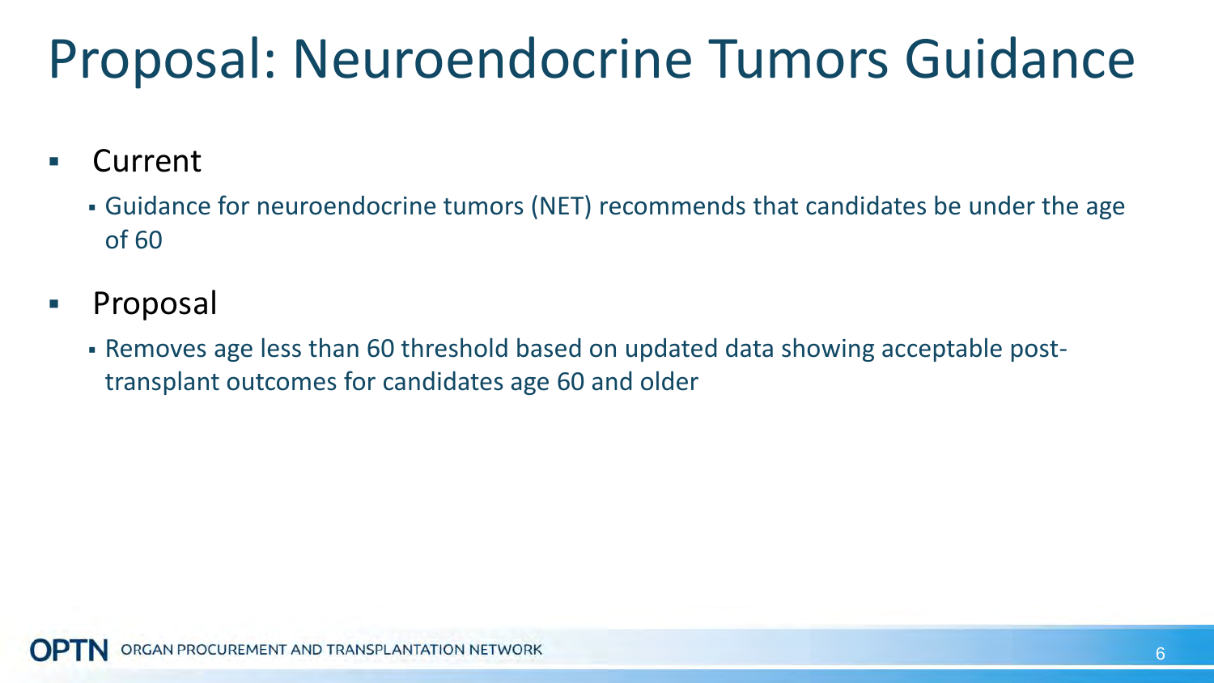# Proposal: Neuroendocrine Tumors Guidance

- Current
  - Guidance for neuroendocrine tumors (NET) recommends that candidates be under the age of 60
- Proposal
  - Removes age less than 60 threshold based on updated data showing acceptable post-transplant outcomes for candidates age 60 and older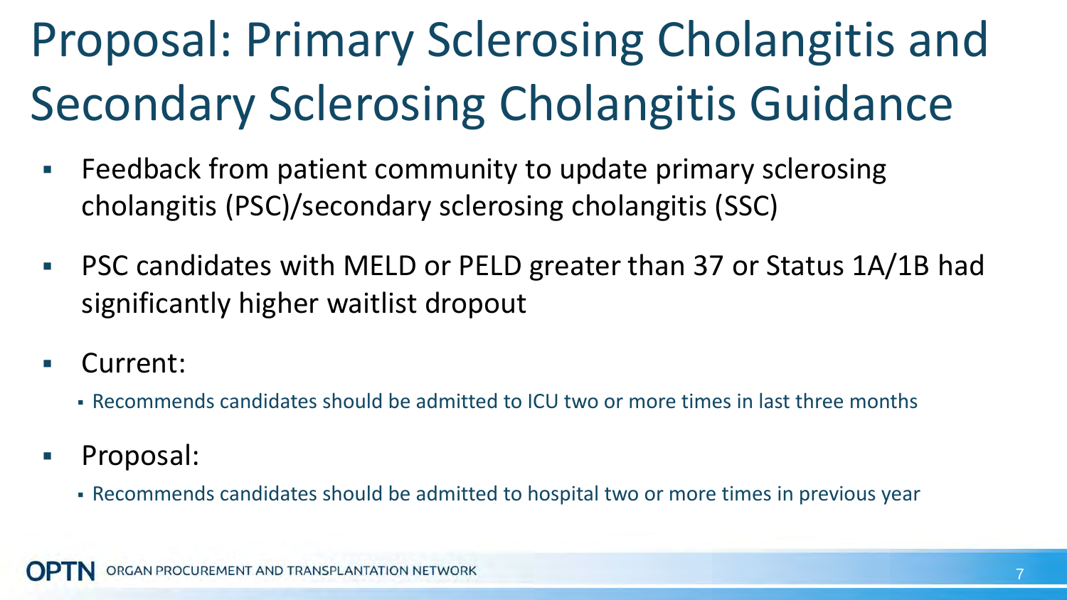# Proposal: Primary Sclerosing Cholangitis and Secondary Sclerosing Cholangitis Guidance

- Feedback from patient community to update primary sclerosing cholangitis (PSC)/secondary sclerosing cholangitis (SSC)
- PSC candidates with MELD or PELD greater than 37 or Status 1A/1B had significantly higher waitlist dropout
- Current:
  - Recommends candidates should be admitted to ICU two or more times in last three months
- Proposal:
  - Recommends candidates should be admitted to hospital two or more times in previous year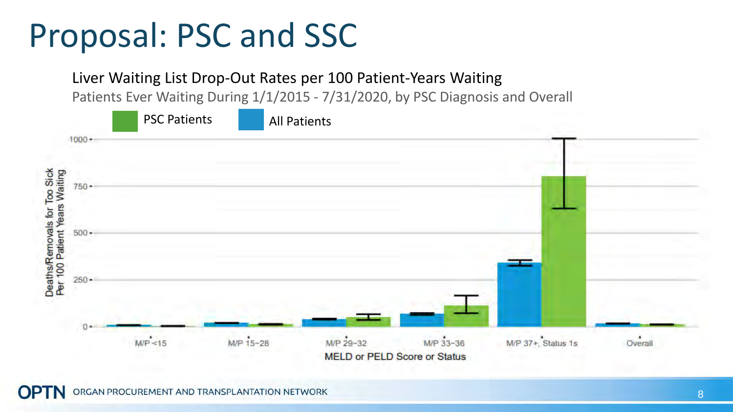# Proposal: PSC and SSC

Liver Waiting List Drop-Out Rates per 100 Patient-Years Waiting

Patients Ever Waiting During 1/1/2015 - 7/31/2020, by PSC Diagnosis and Overall

PSC Patients | All Patients

Deaths/Removals for Too Sick Per 100 Patient Years Waiting

1000, 750, 500, 250, 0

M/P <15 | M/P 15–28 | M/P 29–32 | M/P 33–36 | M/P 37+, Status 1s | Overall

MELD or PELD Score or Status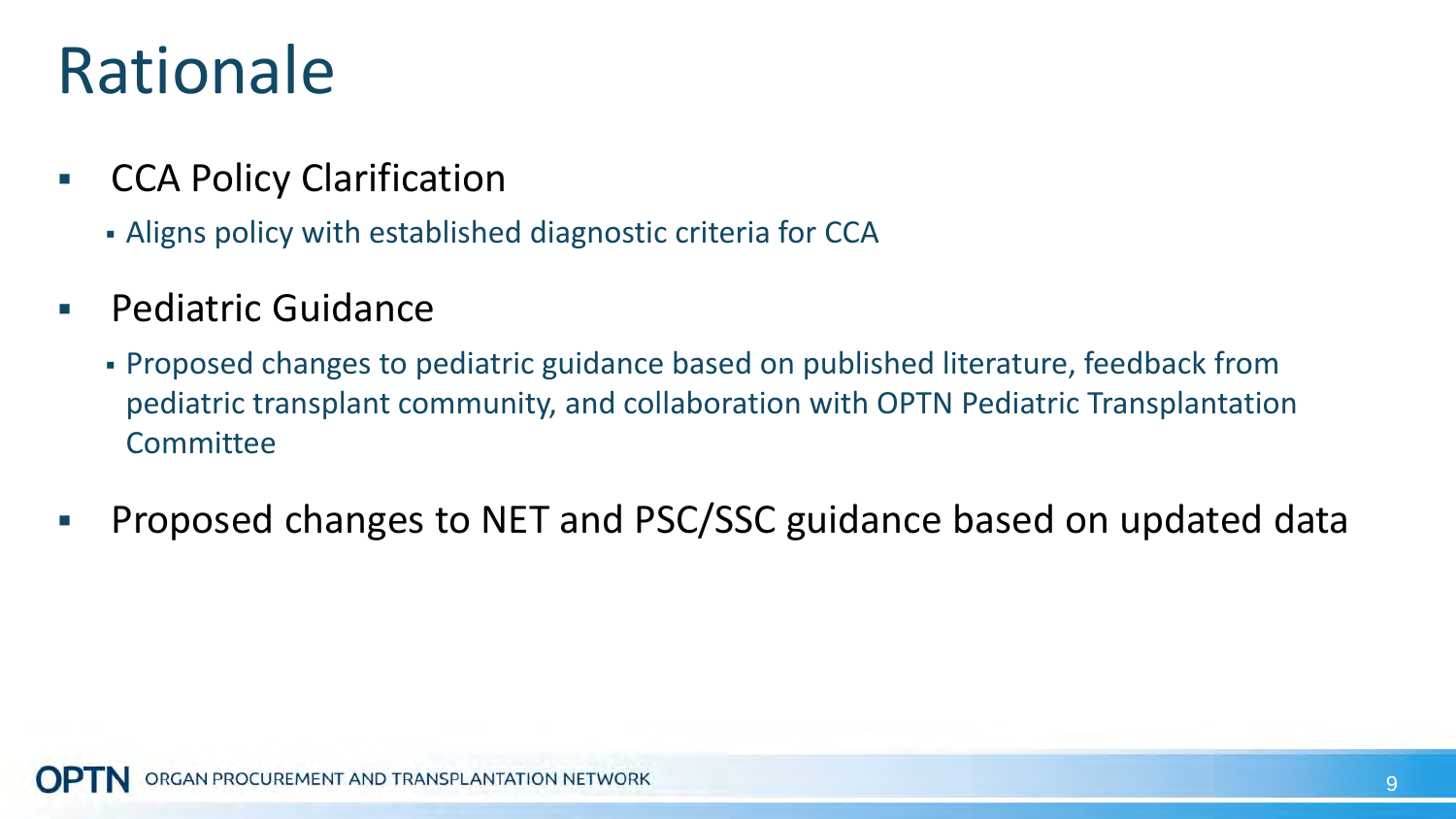# Rationale

- CCA Policy Clarification
  - Aligns policy with established diagnostic criteria for CCA
- Pediatric Guidance
  - Proposed changes to pediatric guidance based on published literature, feedback from pediatric transplant community, and collaboration with OPTN Pediatric Transplantation Committee
- Proposed changes to NET and PSC/SSC guidance based on updated data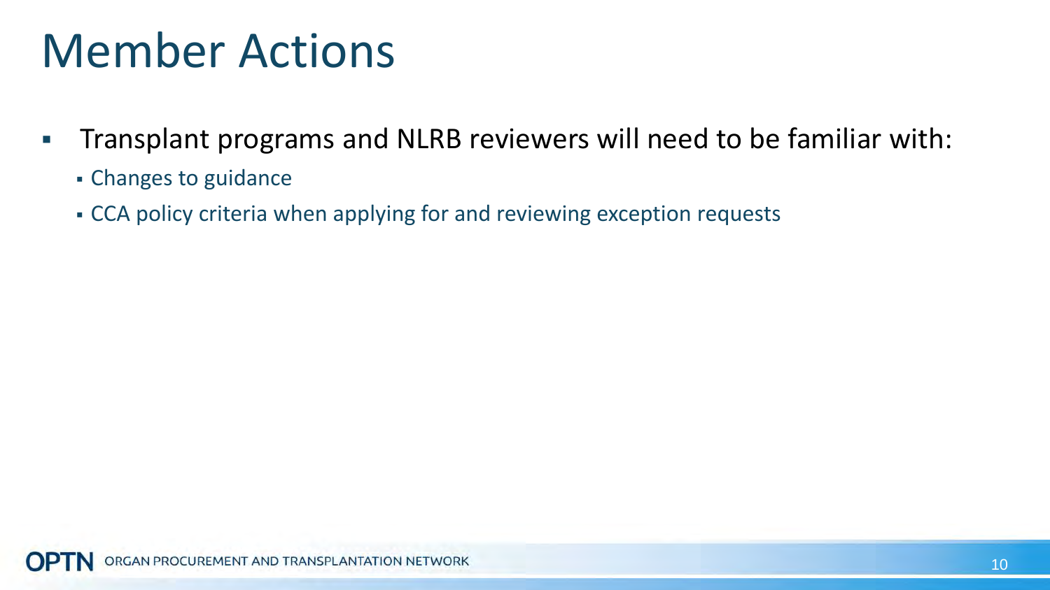# Member Actions

- Transplant programs and NLRB reviewers will need to be familiar with:
  - Changes to guidance
  - CCA policy criteria when applying for and reviewing exception requests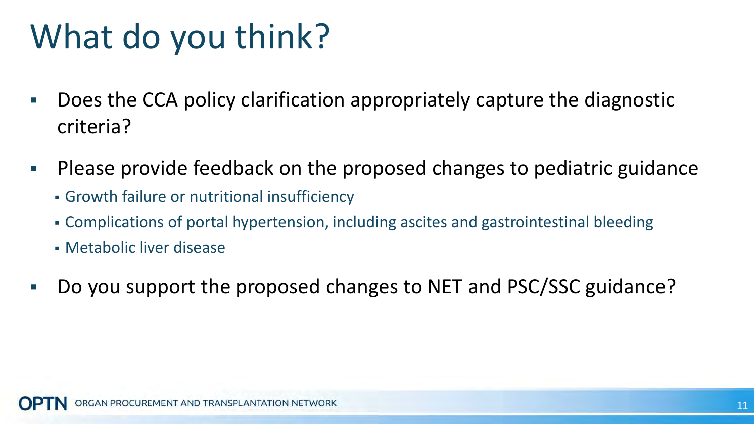# What do you think?

- Does the CCA policy clarification appropriately capture the diagnostic criteria?
- Please provide feedback on the proposed changes to pediatric guidance
  - Growth failure or nutritional insufficiency
  - Complications of portal hypertension, including ascites and gastrointestinal bleeding
  - Metabolic liver disease
- Do you support the proposed changes to NET and PSC/SSC guidance?